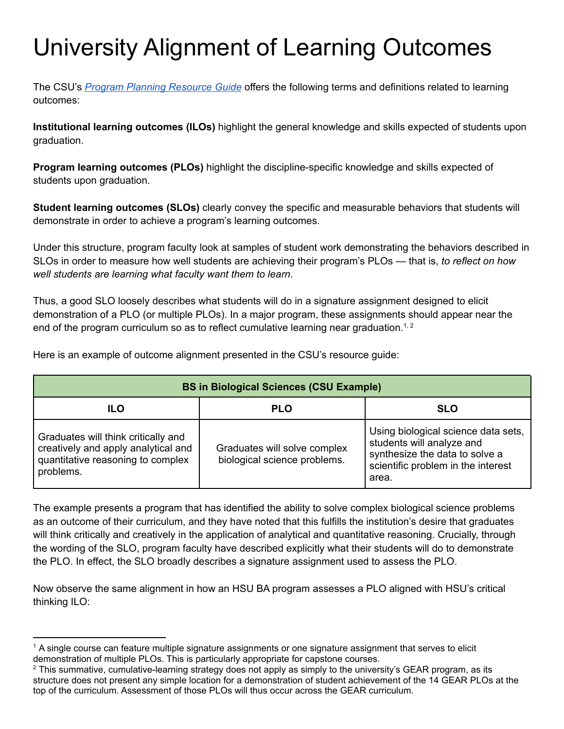# University Alignment of Learning Outcomes

The CSU's *Program Planning Resource Guide* offers the following terms and definitions related to learning outcomes:

**Institutional learning outcomes (ILOs)** highlight the general knowledge and skills expected of students upon graduation.

**Program learning outcomes (PLOs)** highlight the discipline-specific knowledge and skills expected of students upon graduation.

**Student learning outcomes (SLOs)** clearly convey the specific and measurable behaviors that students will demonstrate in order to achieve a program's learning outcomes.

Under this structure, program faculty look at samples of student work demonstrating the behaviors described in SLOs in order to measure how well students are achieving their program's PLOs — that is, *to reflect on how well students are learning what faculty want them to learn*.

Thus, a good SLO loosely describes what students will do in a signature assignment designed to elicit demonstration of a PLO (or multiple PLOs). In a major program, these assignments should appear near the end of the program curriculum so as to reflect cumulative learning near graduation.[1, 2]

Here is an example of outcome alignment presented in the CSU's resource guide:

| **BS in Biological Sciences (CSU Example)** | | |
|---|---|---|
| **ILO** | **PLO** | **SLO** |
| Graduates will think critically and creatively and apply analytical and quantitative reasoning to complex problems. | Graduates will solve complex biological science problems. | Using biological science data sets, students will analyze and synthesize the data to solve a scientific problem in the interest area. |

The example presents a program that has identified the ability to solve complex biological science problems as an outcome of their curriculum, and they have noted that this fulfills the institution's desire that graduates will think critically and creatively in the application of analytical and quantitative reasoning. Crucially, through the wording of the SLO, program faculty have described explicitly what their students will do to demonstrate the PLO. In effect, the SLO broadly describes a signature assignment used to assess the PLO.

Now observe the same alignment in how an HSU BA program assesses a PLO aligned with HSU's critical thinking ILO:

---

[1] A single course can feature multiple signature assignments or one signature assignment that serves to elicit demonstration of multiple PLOs. This is particularly appropriate for capstone courses.

[2] This summative, cumulative-learning strategy does not apply as simply to the university's GEAR program, as its structure does not present any simple location for a demonstration of student achievement of the 14 GEAR PLOs at the top of the curriculum. Assessment of those PLOs will thus occur across the GEAR curriculum.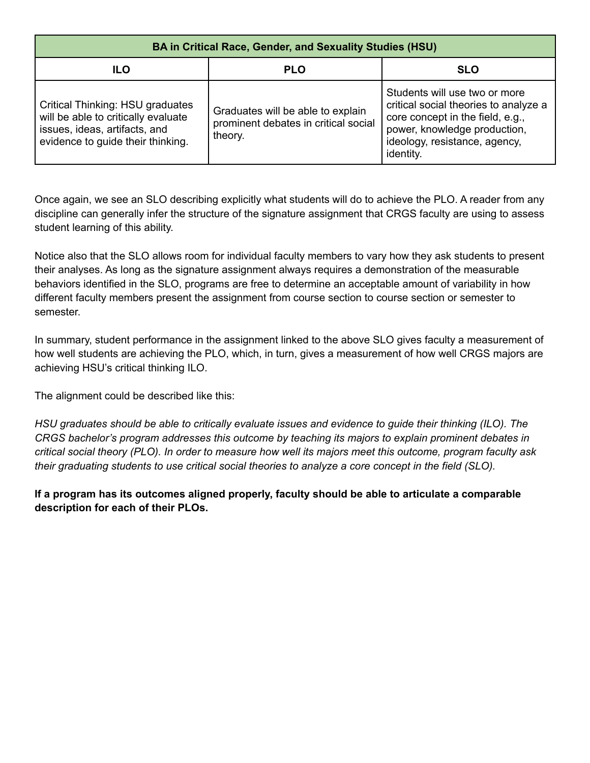| BA in Critical Race, Gender, and Sexuality Studies (HSU) | | |
|---|---|---|
| **ILO** | **PLO** | **SLO** |
| Critical Thinking: HSU graduates will be able to critically evaluate issues, ideas, artifacts, and evidence to guide their thinking. | Graduates will be able to explain prominent debates in critical social theory. | Students will use two or more critical social theories to analyze a core concept in the field, e.g., power, knowledge production, ideology, resistance, agency, identity. |

Once again, we see an SLO describing explicitly what students will do to achieve the PLO. A reader from any discipline can generally infer the structure of the signature assignment that CRGS faculty are using to assess student learning of this ability.

Notice also that the SLO allows room for individual faculty members to vary how they ask students to present their analyses. As long as the signature assignment always requires a demonstration of the measurable behaviors identified in the SLO, programs are free to determine an acceptable amount of variability in how different faculty members present the assignment from course section to course section or semester to semester.

In summary, student performance in the assignment linked to the above SLO gives faculty a measurement of how well students are achieving the PLO, which, in turn, gives a measurement of how well CRGS majors are achieving HSU's critical thinking ILO.

The alignment could be described like this:

*HSU graduates should be able to critically evaluate issues and evidence to guide their thinking (ILO). The CRGS bachelor's program addresses this outcome by teaching its majors to explain prominent debates in critical social theory (PLO). In order to measure how well its majors meet this outcome, program faculty ask their graduating students to use critical social theories to analyze a core concept in the field (SLO).*

**If a program has its outcomes aligned properly, faculty should be able to articulate a comparable description for each of their PLOs.**